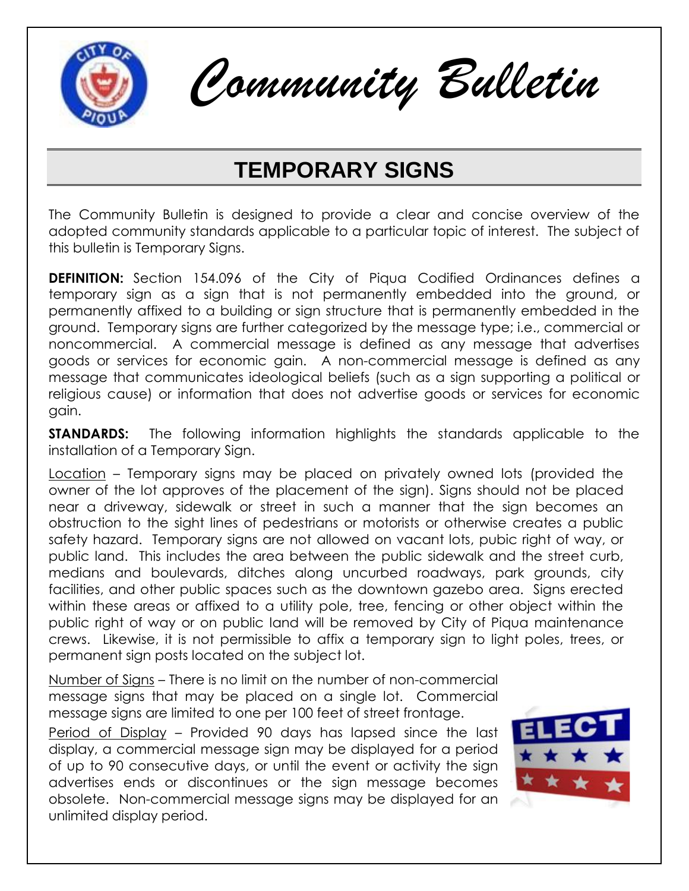# Community Bulletin

## TEMPORARY SIGNS

The Community Bulletin is designed to provide a clear and concise overview of the adopted community standards applicable to a particular topic of interest. The subject of this bulletin is Temporary Signs.

**DEFINITION:** Section 154.096 of the City of Piqua Codified Ordinances defines a temporary sign as a sign that is not permanently embedded into the ground, or permanently affixed to a building or sign structure that is permanently embedded in the ground. Temporary signs are further categorized by the message type; i.e., commercial or noncommercial. A commercial message is defined as any message that advertises goods or services for economic gain. A non-commercial message is defined as any message that communicates ideological beliefs (such as a sign supporting a political or religious cause) or information that does not advertise goods or services for economic gain.

**STANDARDS:** The following information highlights the standards applicable to the installation of a Temporary Sign.

Location – Temporary signs may be placed on privately owned lots (provided the owner of the lot approves of the placement of the sign). Signs should not be placed near a driveway, sidewalk or street in such a manner that the sign becomes an obstruction to the sight lines of pedestrians or motorists or otherwise creates a public safety hazard. Temporary signs are not allowed on vacant lots, pubic right of way, or public land. This includes the area between the public sidewalk and the street curb, medians and boulevards, ditches along uncurbed roadways, park grounds, city facilities, and other public spaces such as the downtown gazebo area. Signs erected within these areas or affixed to a utility pole, tree, fencing or other object within the public right of way or on public land will be removed by City of Piqua maintenance crews. Likewise, it is not permissible to affix a temporary sign to light poles, trees, or permanent sign posts located on the subject lot.

Number of Signs – There is no limit on the number of non-commercial message signs that may be placed on a single lot. Commercial message signs are limited to one per 100 feet of street frontage.

Period of Display – Provided 90 days has lapsed since the last display, a commercial message sign may be displayed for a period of up to 90 consecutive days, or until the event or activity the sign advertises ends or discontinues or the sign message becomes obsolete. Non-commercial message signs may be displayed for an unlimited display period.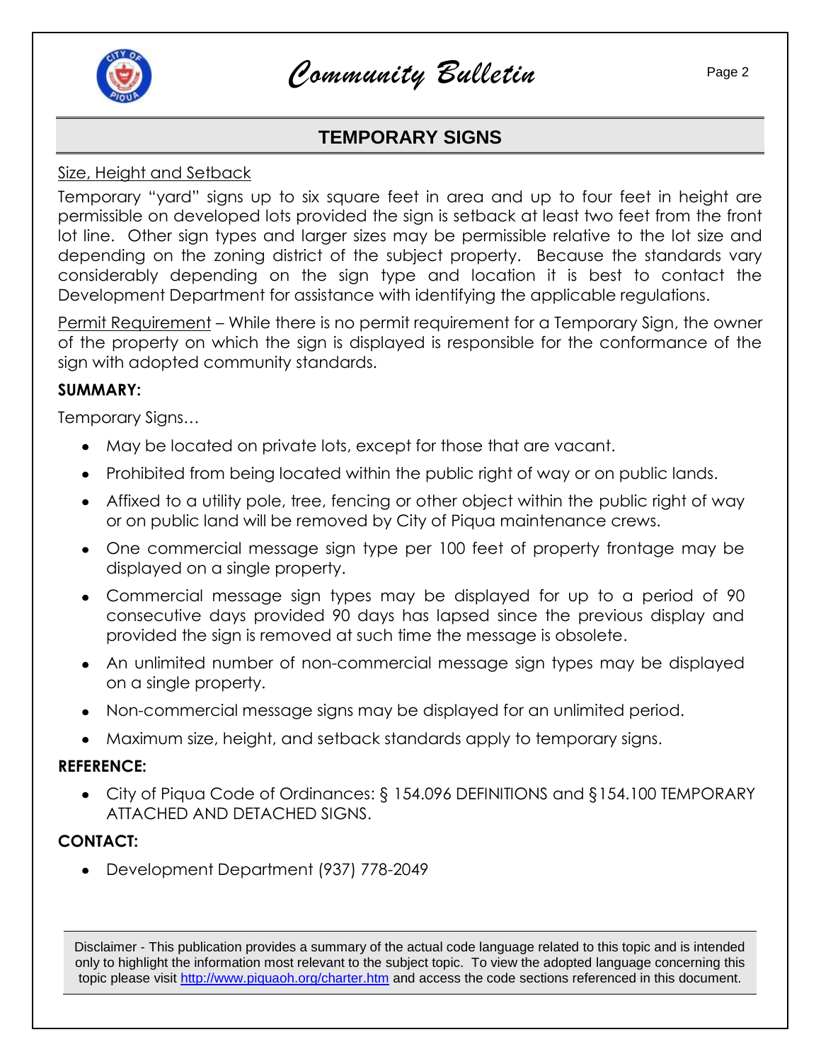# TEMPORARY SIGNS

Size, Height and Setback

Temporary "yard" signs up to six square feet in area and up to four feet in height are permissible on developed lots provided the sign is setback at least two feet from the front lot line. Other sign types and larger sizes may be permissible relative to the lot size and depending on the zoning district of the subject property. Because the standards vary considerably depending on the sign type and location it is best to contact the Development Department for assistance with identifying the applicable regulations.

Permit Requirement – While there is no permit requirement for a Temporary Sign, the owner of the property on which the sign is displayed is responsible for the conformance of the sign with adopted community standards.

**SUMMARY:**

Temporary Signs…

- May be located on private lots, except for those that are vacant.
- Prohibited from being located within the public right of way or on public lands.
- Affixed to a utility pole, tree, fencing or other object within the public right of way or on public land will be removed by City of Piqua maintenance crews.
- One commercial message sign type per 100 feet of property frontage may be displayed on a single property.
- Commercial message sign types may be displayed for up to a period of 90 consecutive days provided 90 days has lapsed since the previous display and provided the sign is removed at such time the message is obsolete.
- An unlimited number of non-commercial message sign types may be displayed on a single property.
- Non-commercial message signs may be displayed for an unlimited period.
- Maximum size, height, and setback standards apply to temporary signs.

**REFERENCE:**

- City of Piqua Code of Ordinances: § 154.096 DEFINITIONS and §154.100 TEMPORARY ATTACHED AND DETACHED SIGNS.

**CONTACT:**

- Development Department (937) 778-2049

Disclaimer - This publication provides a summary of the actual code language related to this topic and is intended only to highlight the information most relevant to the subject topic. To view the adopted language concerning this topic please visit http://www.piquaoh.org/charter.htm and access the code sections referenced in this document.